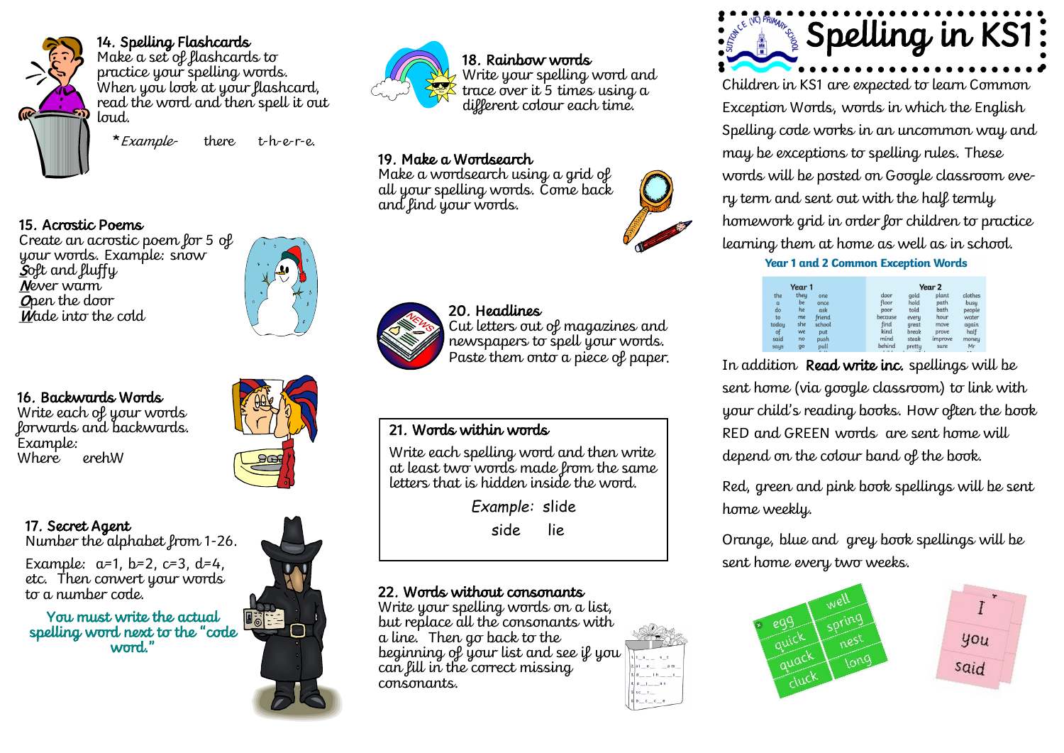### 14. Spelling Flashcards

Make a set of flashcards to practice your spelling words. When you look at your flashcard, read the word and then spell it out loud.

**Example-* there t-h-e-r-e.

### 15. Acrostic Poems

Create an acrostic poem for 5 of your words. Example: snow

**S**oft and fluffy
**N**ever warm
**O**pen the door
**W**ade into the cold

### 16. Backwards Words

Write each of your words forwards and backwards.
Example:
Where erehW

### 17. Secret Agent

Number the alphabet from 1-26.

Example: a=1, b=2, c=3, d=4, etc. Then convert your words to a number code.

**You must write the actual spelling word next to the "code word."**

### 18. Rainbow words

Write your spelling word and trace over it 5 times using a different colour each time.

### 19. Make a Wordsearch

Make a wordsearch using a grid of all your spelling words. Come back and find your words.

### 20. Headlines

Cut letters out of magazines and newspapers to spell your words. Paste them onto a piece of paper.

### 21. Words within words

Write each spelling word and then write at least two words made from the same letters that is hidden inside the word.

*Example:* slide

side lie

### 22. Words without consonants

Write your spelling words on a list, but replace all the consonants with a line. Then go back to the beginning of your list and see if you can fill in the correct missing consonants.

# Spelling in KS1

Children in KS1 are expected to learn Common Exception Words, words in which the English Spelling code works in an uncommon way and may be exceptions to spelling rules. These words will be posted on Google classroom every term and sent out with the half termly homework grid in order for children to practice learning them at home as well as in school.

**Year 1 and 2 Common Exception Words**

| Year 1 | | | Year 2 | | | |
|---|---|---|---|---|---|---|
| the | they | one | door | gold | plant | clothes |
| a | be | once | floor | hold | path | busy |
| do | he | ask | poor | told | bath | people |
| to | me | friend | because | every | hour | water |
| today | she | school | find | great | move | again |
| of | we | put | kind | break | prove | half |
| said | no | push | mind | steak | improve | money |
| says | go | pull | behind | pretty | sure | Mr |

In addition **Read write inc.** spellings will be sent home (via google classroom) to link with your child's reading books. How often the book RED and GREEN words are sent home will depend on the colour band of the book.

Red, green and pink book spellings will be sent home weekly.

Orange, blue and grey book spellings will be sent home every two weeks.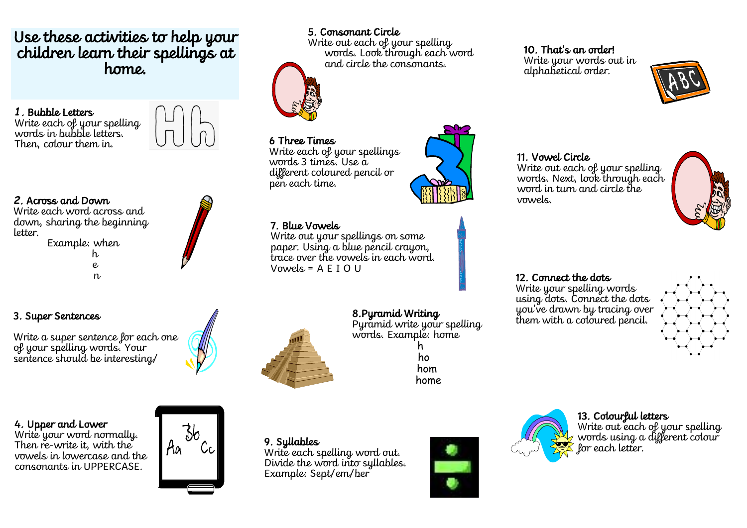# Use these activities to help your children learn their spellings at home.

**1 . Bubble Letters**
Write each of your spelling words in bubble letters. Then, colour them in.

**2. Across and Down**
Write each word across and down, sharing the beginning letter.

Example: when
h
e
n

**3. Super Sentences**

Write a super sentence for each one of your spelling words. Your sentence should be interesting/

**4. Upper and Lower**
Write your word normally. Then re-write it, with the vowels in lowercase and the consonants in UPPERCASE.

**5. Consonant Circle**
Write out each of your spelling words. Look through each word and circle the consonants.

**6 Three Times**
Write each of your spellings words 3 times. Use a different coloured pencil or pen each time.

**7. Blue Vowels**
Write out your spellings on some paper. Using a blue pencil crayon, trace over the vowels in each word.
Vowels = A E I O U

**8.Pyramid Writing**
Pyramid write your spelling words. Example: home

h
ho
hom
home

**9. Syllables**
Write each spelling word out. Divide the word into syllables.
Example: Sept/em/ber

**10. That's an order!**
Write your words out in alphabetical order.

**11. Vowel Circle**
Write out each of your spelling words. Next, look through each word in turn and circle the vowels.

**12. Connect the dots**
Write your spelling words using dots. Connect the dots you've drawn by tracing over them with a coloured pencil.

**13. Colourful letters**
Write out each of your spelling words using a different colour for each letter.